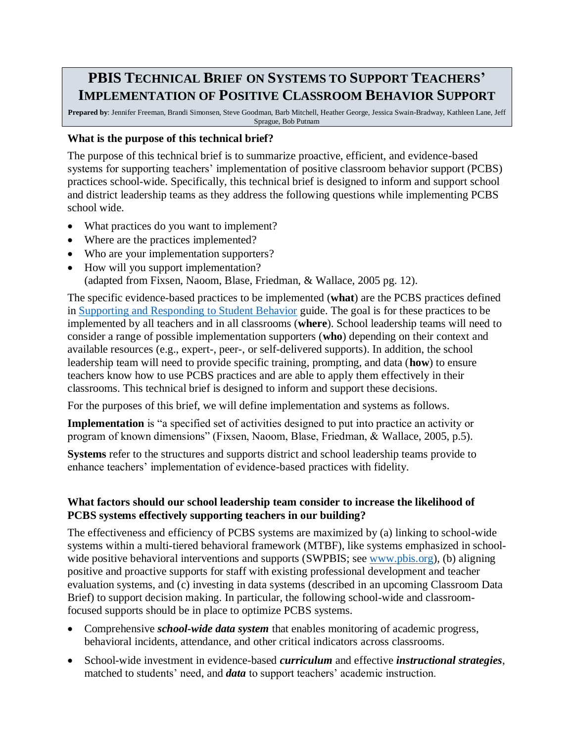# PBIS Technical Brief on Systems to Support Teachers' Implementation of Positive Classroom Behavior Support

**Prepared by**: Jennifer Freeman, Brandi Simonsen, Steve Goodman, Barb Mitchell, Heather George, Jessica Swain-Bradway, Kathleen Lane, Jeff Sprague, Bob Putnam

### What is the purpose of this technical brief?

The purpose of this technical brief is to summarize proactive, efficient, and evidence-based systems for supporting teachers' implementation of positive classroom behavior support (PCBS) practices school-wide. Specifically, this technical brief is designed to inform and support school and district leadership teams as they address the following questions while implementing PCBS school wide.

- What practices do you want to implement?
- Where are the practices implemented?
- Who are your implementation supporters?
- How will you support implementation?
  (adapted from Fixsen, Naoom, Blase, Friedman, & Wallace, 2005 pg. 12).

The specific evidence-based practices to be implemented (**what**) are the PCBS practices defined in Supporting and Responding to Student Behavior guide. The goal is for these practices to be implemented by all teachers and in all classrooms (**where**). School leadership teams will need to consider a range of possible implementation supporters (**who**) depending on their context and available resources (e.g., expert-, peer-, or self-delivered supports). In addition, the school leadership team will need to provide specific training, prompting, and data (**how**) to ensure teachers know how to use PCBS practices and are able to apply them effectively in their classrooms. This technical brief is designed to inform and support these decisions.

For the purposes of this brief, we will define implementation and systems as follows.

**Implementation** is "a specified set of activities designed to put into practice an activity or program of known dimensions" (Fixsen, Naoom, Blase, Friedman, & Wallace, 2005, p.5).

**Systems** refer to the structures and supports district and school leadership teams provide to enhance teachers' implementation of evidence-based practices with fidelity.

### What factors should our school leadership team consider to increase the likelihood of PCBS systems effectively supporting teachers in our building?

The effectiveness and efficiency of PCBS systems are maximized by (a) linking to school-wide systems within a multi-tiered behavioral framework (MTBF), like systems emphasized in school-wide positive behavioral interventions and supports (SWPBIS; see www.pbis.org), (b) aligning positive and proactive supports for staff with existing professional development and teacher evaluation systems, and (c) investing in data systems (described in an upcoming Classroom Data Brief) to support decision making. In particular, the following school-wide and classroom-focused supports should be in place to optimize PCBS systems.

- Comprehensive ***school-wide data system*** that enables monitoring of academic progress, behavioral incidents, attendance, and other critical indicators across classrooms.
- School-wide investment in evidence-based ***curriculum*** and effective ***instructional strategies***, matched to students' need, and ***data*** to support teachers' academic instruction.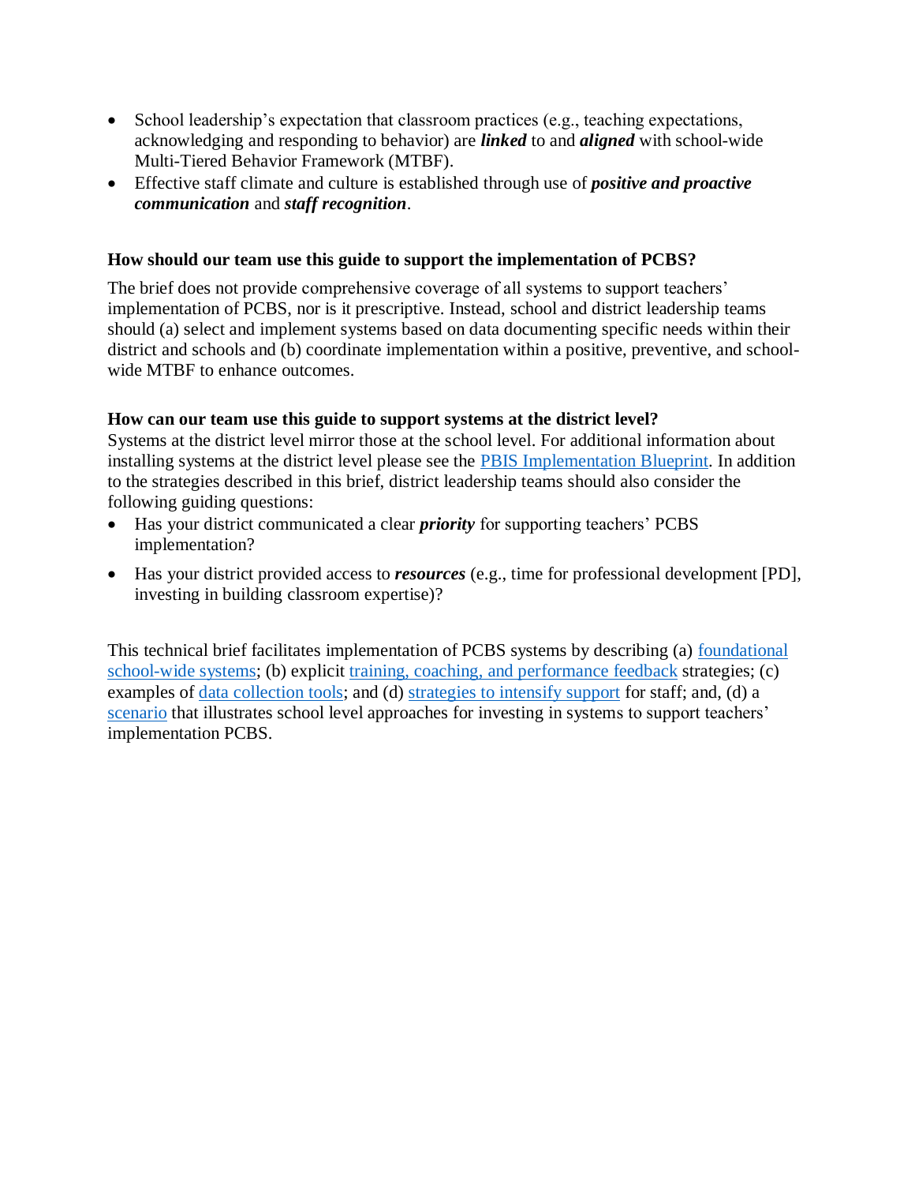- School leadership's expectation that classroom practices (e.g., teaching expectations, acknowledging and responding to behavior) are ***linked*** to and ***aligned*** with school-wide Multi-Tiered Behavior Framework (MTBF).
- Effective staff climate and culture is established through use of ***positive and proactive communication*** and ***staff recognition***.

### How should our team use this guide to support the implementation of PCBS?

The brief does not provide comprehensive coverage of all systems to support teachers' implementation of PCBS, nor is it prescriptive. Instead, school and district leadership teams should (a) select and implement systems based on data documenting specific needs within their district and schools and (b) coordinate implementation within a positive, preventive, and school-wide MTBF to enhance outcomes.

### How can our team use this guide to support systems at the district level?

Systems at the district level mirror those at the school level. For additional information about installing systems at the district level please see the PBIS Implementation Blueprint. In addition to the strategies described in this brief, district leadership teams should also consider the following guiding questions:

- Has your district communicated a clear ***priority*** for supporting teachers' PCBS implementation?
- Has your district provided access to ***resources*** (e.g., time for professional development [PD], investing in building classroom expertise)?

This technical brief facilitates implementation of PCBS systems by describing (a) foundational school-wide systems; (b) explicit training, coaching, and performance feedback strategies; (c) examples of data collection tools; and (d) strategies to intensify support for staff; and, (d) a scenario that illustrates school level approaches for investing in systems to support teachers' implementation PCBS.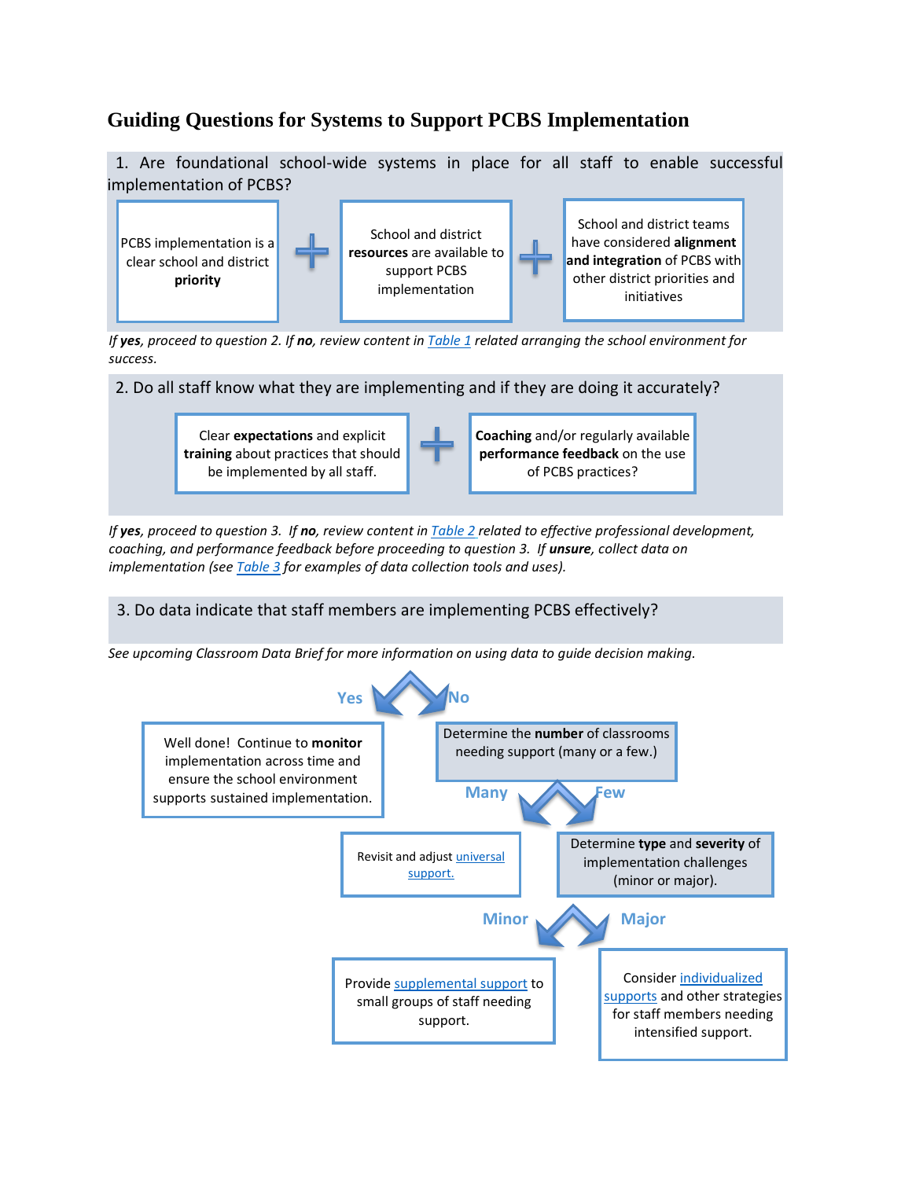# Guiding Questions for Systems to Support PCBS Implementation

1. Are foundational school-wide systems in place for all staff to enable successful implementation of PCBS?

PCBS implementation is a clear school and district **priority**

\+

School and district **resources** are available to support PCBS implementation

\+

School and district teams have considered **alignment and integration** of PCBS with other district priorities and initiatives

*If **yes**, proceed to question 2. If **no**, review content in [Table 1](#) related arranging the school environment for success.*

2. Do all staff know what they are implementing and if they are doing it accurately?

Clear **expectations** and explicit **training** about practices that should be implemented by all staff.

\+

**Coaching** and/or regularly available **performance feedback** on the use of PCBS practices?

*If **yes**, proceed to question 3. If **no**, review content in [Table 2](#) related to effective professional development, coaching, and performance feedback before proceeding to question 3. If **unsure**, collect data on implementation (see [Table 3](#) for examples of data collection tools and uses).*

3. Do data indicate that staff members are implementing PCBS effectively?

*See upcoming Classroom Data Brief for more information on using data to guide decision making.*

**Yes**

Well done! Continue to **monitor** implementation across time and ensure the school environment supports sustained implementation.

**No**

Determine the **number** of classrooms needing support (many or a few.)

- **Many**: Revisit and adjust [universal support.](#)
- **Few**: Determine **type** and **severity** of implementation challenges (minor or major).
  - **Minor**: Provide [supplemental support](#) to small groups of staff needing support.
  - **Major**: Consider [individualized supports](#) and other strategies for staff members needing intensified support.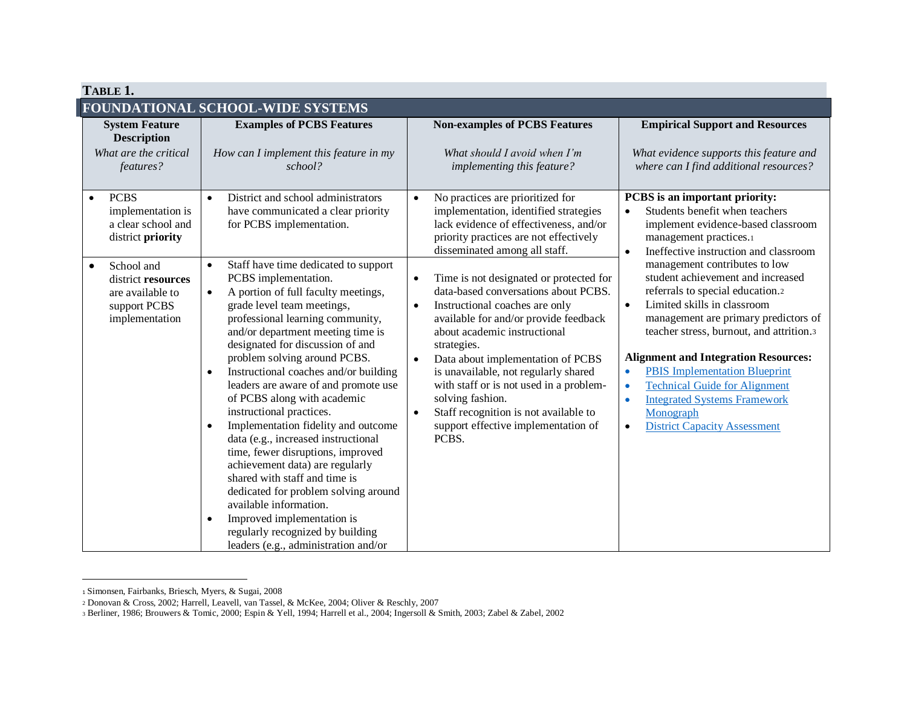**TABLE 1.**

## FOUNDATIONAL SCHOOL-WIDE SYSTEMS

| System Feature Description<br>*What are the critical features?* | Examples of PCBS Features<br>*How can I implement this feature in my school?* | Non-examples of PCBS Features<br>*What should I avoid when I'm implementing this feature?* | Empirical Support and Resources<br>*What evidence supports this feature and where can I find additional resources?* |
|---|---|---|---|
| • PCBS implementation is a clear school and district **priority** | • District and school administrators have communicated a clear priority for PCBS implementation. | • No practices are prioritized for implementation, identified strategies lack evidence of effectiveness, and/or priority practices are not effectively disseminated among all staff. | **PCBS is an important priority:**<br>• Students benefit when teachers implement evidence-based classroom management practices.[1]<br>• Ineffective instruction and classroom management contributes to low student achievement and increased referrals to special education.[2]<br>• Limited skills in classroom management are primary predictors of teacher stress, burnout, and attrition.[3]<br><br>**Alignment and Integration Resources:**<br>• PBIS Implementation Blueprint<br>• Technical Guide for Alignment<br>• Integrated Systems Framework Monograph<br>• District Capacity Assessment |
| • School and district **resources** are available to support PCBS implementation | • Staff have time dedicated to support PCBS implementation.<br>• A portion of full faculty meetings, grade level team meetings, professional learning community, and/or department meeting time is designated for discussion of and problem solving around PCBS.<br>• Instructional coaches and/or building leaders are aware of and promote use of PCBS along with academic instructional practices.<br>• Implementation fidelity and outcome data (e.g., increased instructional time, fewer disruptions, improved achievement data) are regularly shared with staff and time is dedicated for problem solving around available information.<br>• Improved implementation is regularly recognized by building leaders (e.g., administration and/or | • Time is not designated or protected for data-based conversations about PCBS.<br>• Instructional coaches are only available for and/or provide feedback about academic instructional strategies.<br>• Data about implementation of PCBS is unavailable, not regularly shared with staff or is not used in a problem-solving fashion.<br>• Staff recognition is not available to support effective implementation of PCBS. | |

[1] Simonsen, Fairbanks, Briesch, Myers, & Sugai, 2008

[2] Donovan & Cross, 2002; Harrell, Leavell, van Tassel, & McKee, 2004; Oliver & Reschly, 2007

[3] Berliner, 1986; Brouwers & Tomic, 2000; Espin & Yell, 1994; Harrell et al., 2004; Ingersoll & Smith, 2003; Zabel & Zabel, 2002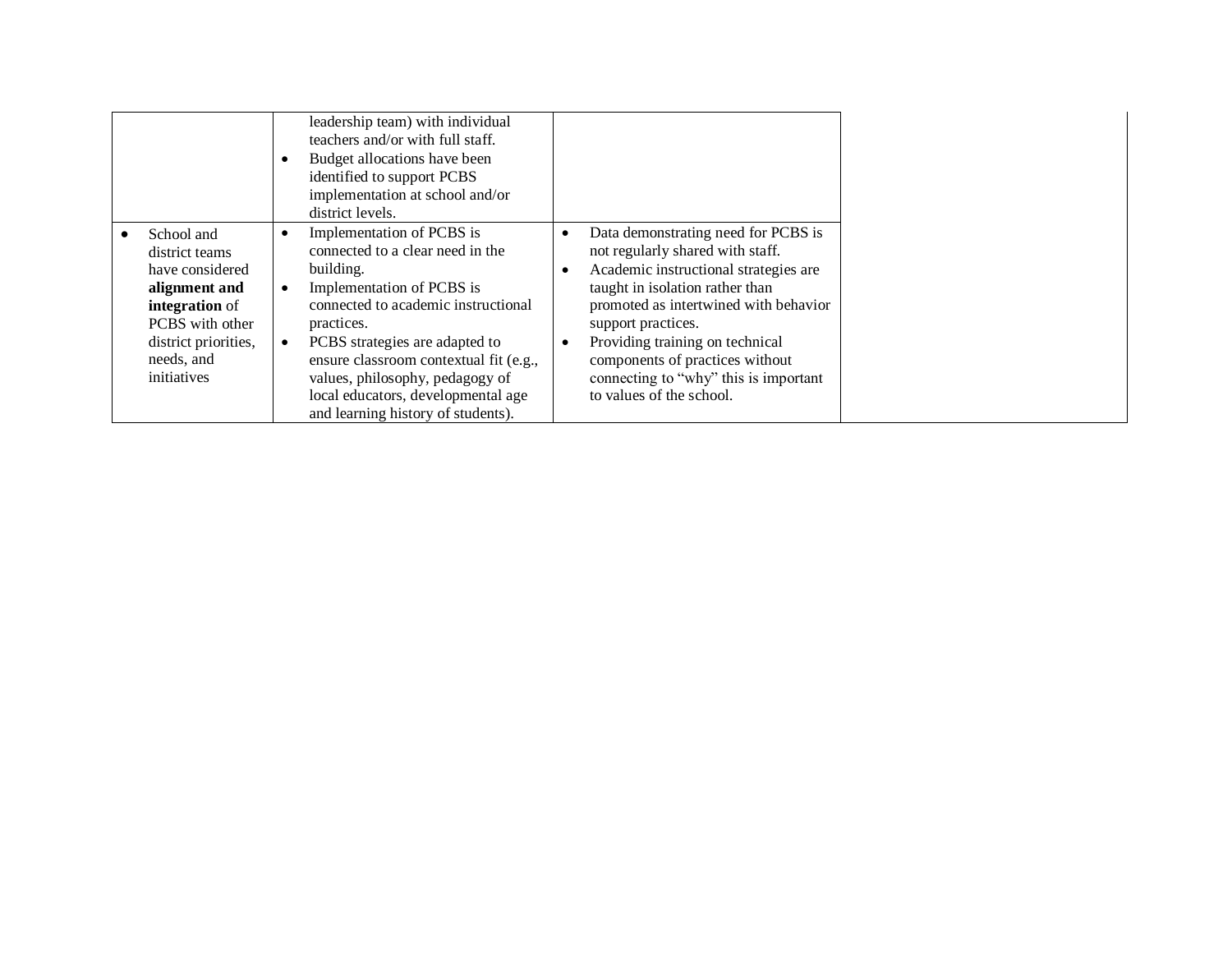| | | | |
|---|---|---|---|
| | leadership team) with individual teachers and/or with full staff.<br>• Budget allocations have been identified to support PCBS implementation at school and/or district levels. | | |
| • School and district teams have considered **alignment and integration** of PCBS with other district priorities, needs, and initiatives | • Implementation of PCBS is connected to a clear need in the building.<br>• Implementation of PCBS is connected to academic instructional practices.<br>• PCBS strategies are adapted to ensure classroom contextual fit (e.g., values, philosophy, pedagogy of local educators, developmental age and learning history of students). | • Data demonstrating need for PCBS is not regularly shared with staff.<br>• Academic instructional strategies are taught in isolation rather than promoted as intertwined with behavior support practices.<br>• Providing training on technical components of practices without connecting to "why" this is important to values of the school. | |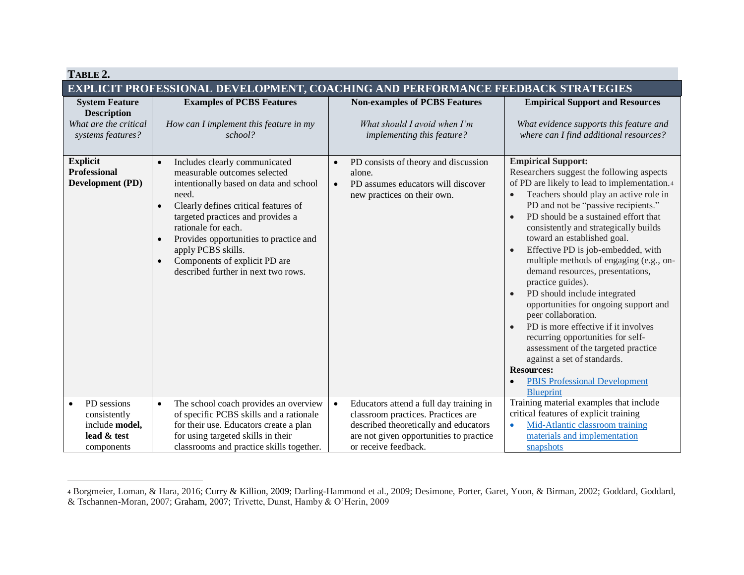**Table 2.**

**EXPLICIT PROFESSIONAL DEVELOPMENT, COACHING AND PERFORMANCE FEEDBACK STRATEGIES**

| **System Feature Description** *What are the critical systems features?* | **Examples of PCBS Features** *How can I implement this feature in my school?* | **Non-examples of PCBS Features** *What should I avoid when I'm implementing this feature?* | **Empirical Support and Resources** *What evidence supports this feature and where can I find additional resources?* |
|---|---|---|---|
| **Explicit Professional Development (PD)** | • Includes clearly communicated measurable outcomes selected intentionally based on data and school need.<br>• Clearly defines critical features of targeted practices and provides a rationale for each.<br>• Provides opportunities to practice and apply PCBS skills.<br>• Components of explicit PD are described further in next two rows. | • PD consists of theory and discussion alone.<br>• PD assumes educators will discover new practices on their own. | **Empirical Support:**<br>Researchers suggest the following aspects of PD are likely to lead to implementation.[4]<br>• Teachers should play an active role in PD and not be "passive recipients."<br>• PD should be a sustained effort that consistently and strategically builds toward an established goal.<br>• Effective PD is job-embedded, with multiple methods of engaging (e.g., on-demand resources, presentations, practice guides).<br>• PD should include integrated opportunities for ongoing support and peer collaboration.<br>• PD is more effective if it involves recurring opportunities for self-assessment of the targeted practice against a set of standards.<br>**Resources:**<br>• PBIS Professional Development Blueprint |
| • PD sessions consistently include **model, lead & test** components | • The school coach provides an overview of specific PCBS skills and a rationale for their use. Educators create a plan for using targeted skills in their classrooms and practice skills together. | • Educators attend a full day training in classroom practices. Practices are described theoretically and educators are not given opportunities to practice or receive feedback. | Training material examples that include critical features of explicit training<br>• Mid-Atlantic classroom training materials and implementation snapshots |

[4] Borgmeier, Loman, & Hara, 2016; Curry & Killion, 2009; Darling-Hammond et al., 2009; Desimone, Porter, Garet, Yoon, & Birman, 2002; Goddard, Goddard, & Tschannen-Moran, 2007; Graham, 2007; Trivette, Dunst, Hamby & O'Herin, 2009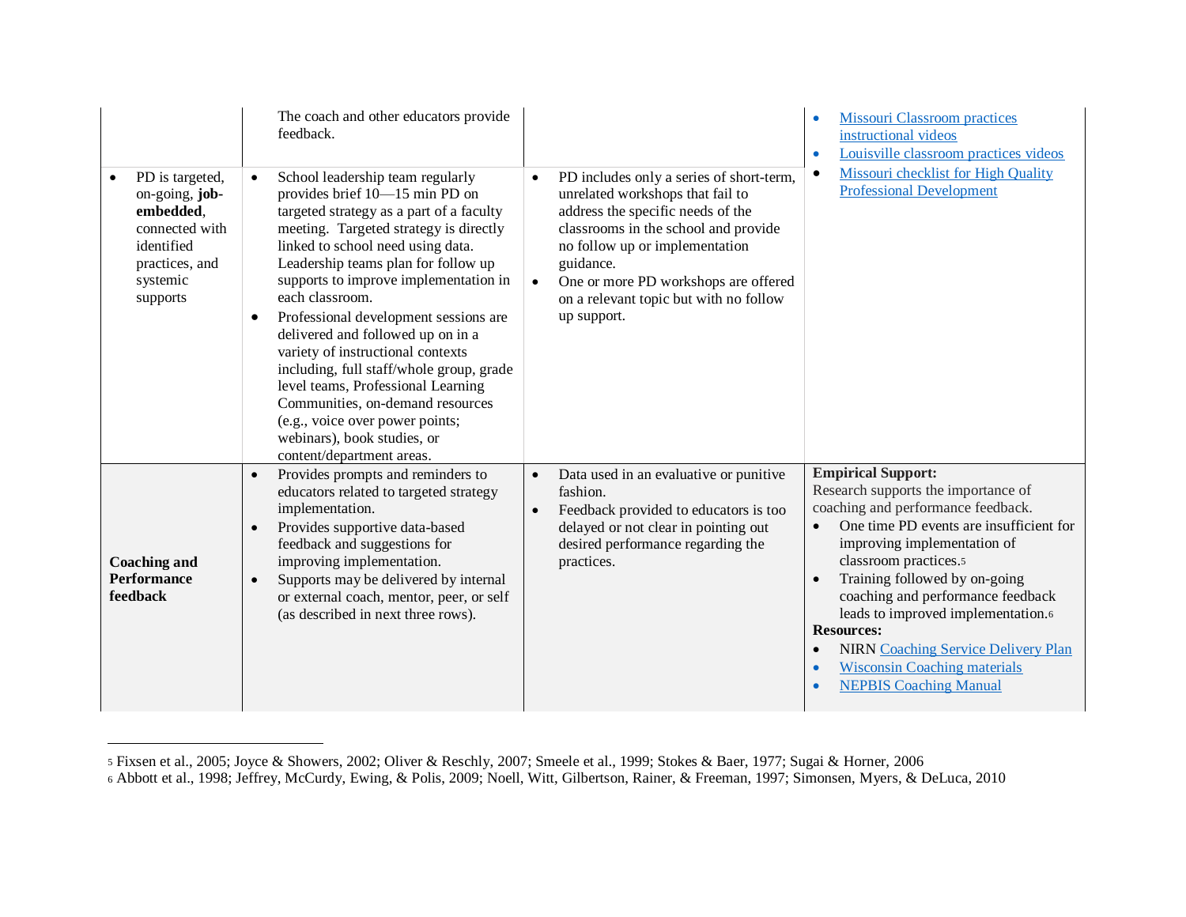| | | | |
|---|---|---|---|
| | The coach and other educators provide feedback. | | • Missouri Classroom practices instructional videos<br>• Louisville classroom practices videos<br>• Missouri checklist for High Quality Professional Development |
| • PD is targeted, on-going, **job-embedded**, connected with identified practices, and systemic supports | • School leadership team regularly provides brief 10—15 min PD on targeted strategy as a part of a faculty meeting. Targeted strategy is directly linked to school need using data. Leadership teams plan for follow up supports to improve implementation in each classroom.<br>• Professional development sessions are delivered and followed up on in a variety of instructional contexts including, full staff/whole group, grade level teams, Professional Learning Communities, on-demand resources (e.g., voice over power points; webinars), book studies, or content/department areas. | • PD includes only a series of short-term, unrelated workshops that fail to address the specific needs of the classrooms in the school and provide no follow up or implementation guidance.<br>• One or more PD workshops are offered on a relevant topic but with no follow up support. | |
| **Coaching and Performance feedback** | • Provides prompts and reminders to educators related to targeted strategy implementation.<br>• Provides supportive data-based feedback and suggestions for improving implementation.<br>• Supports may be delivered by internal or external coach, mentor, peer, or self (as described in next three rows). | • Data used in an evaluative or punitive fashion.<br>• Feedback provided to educators is too delayed or not clear in pointing out desired performance regarding the practices. | **Empirical Support:**<br>Research supports the importance of coaching and performance feedback.<br>• One time PD events are insufficient for improving implementation of classroom practices.[5]<br>• Training followed by on-going coaching and performance feedback leads to improved implementation.[6]<br>**Resources:**<br>• NIRN Coaching Service Delivery Plan<br>• Wisconsin Coaching materials<br>• NEPBIS Coaching Manual |

[5] Fixsen et al., 2005; Joyce & Showers, 2002; Oliver & Reschly, 2007; Smeele et al., 1999; Stokes & Baer, 1977; Sugai & Horner, 2006

[6] Abbott et al., 1998; Jeffrey, McCurdy, Ewing, & Polis, 2009; Noell, Witt, Gilbertson, Rainer, & Freeman, 1997; Simonsen, Myers, & DeLuca, 2010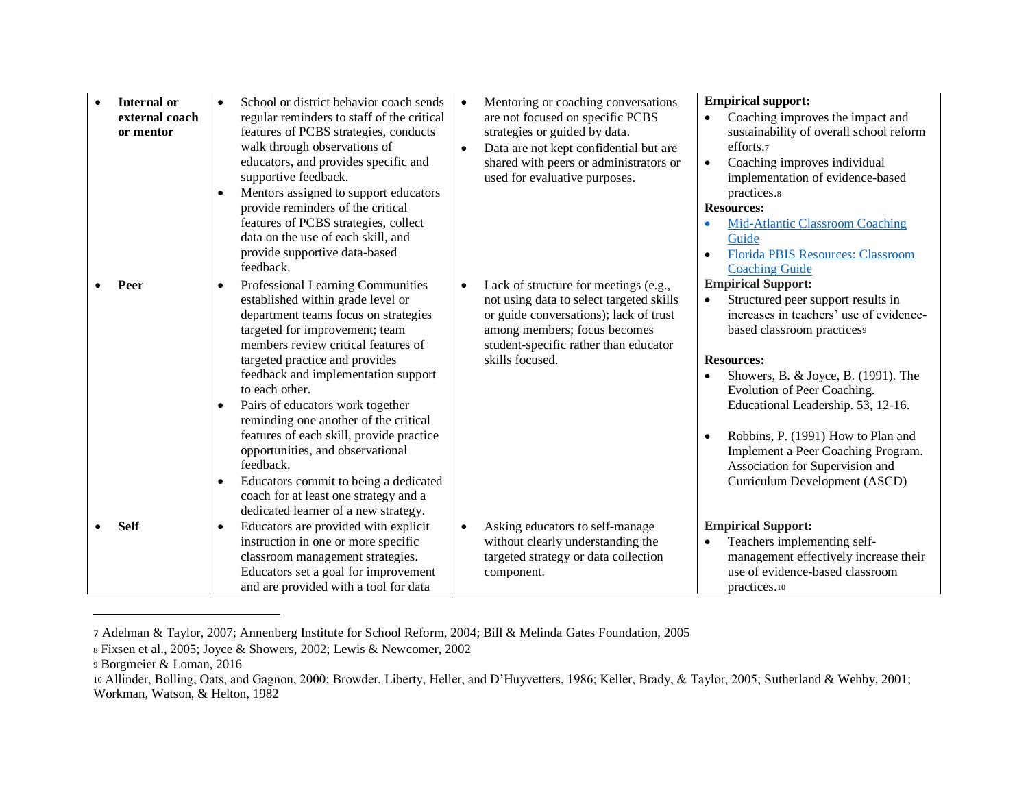| | | | |
|---|---|---|---|
| • **Internal or external coach or mentor** | • School or district behavior coach sends regular reminders to staff of the critical features of PCBS strategies, conducts walk through observations of educators, and provides specific and supportive feedback.<br>• Mentors assigned to support educators provide reminders of the critical features of PCBS strategies, collect data on the use of each skill, and provide supportive data-based feedback. | • Mentoring or coaching conversations are not focused on specific PCBS strategies or guided by data.<br>• Data are not kept confidential but are shared with peers or administrators or used for evaluative purposes. | **Empirical support:**<br>• Coaching improves the impact and sustainability of overall school reform efforts.[7]<br>• Coaching improves individual implementation of evidence-based practices.[8]<br>**Resources:**<br>• Mid-Atlantic Classroom Coaching Guide<br>• Florida PBIS Resources: Classroom Coaching Guide |
| • **Peer** | • Professional Learning Communities established within grade level or department teams focus on strategies targeted for improvement; team members review critical features of targeted practice and provides feedback and implementation support to each other.<br>• Pairs of educators work together reminding one another of the critical features of each skill, provide practice opportunities, and observational feedback.<br>• Educators commit to being a dedicated coach for at least one strategy and a dedicated learner of a new strategy. | • Lack of structure for meetings (e.g., not using data to select targeted skills or guide conversations); lack of trust among members; focus becomes student-specific rather than educator skills focused. | **Empirical Support:**<br>• Structured peer support results in increases in teachers' use of evidence-based classroom practices[9]<br>**Resources:**<br>• Showers, B. & Joyce, B. (1991). The Evolution of Peer Coaching. Educational Leadership. 53, 12-16.<br>• Robbins, P. (1991) How to Plan and Implement a Peer Coaching Program. Association for Supervision and Curriculum Development (ASCD) |
| • **Self** | • Educators are provided with explicit instruction in one or more specific classroom management strategies. Educators set a goal for improvement and are provided with a tool for data | • Asking educators to self-manage without clearly understanding the targeted strategy or data collection component. | **Empirical Support:**<br>• Teachers implementing self-management effectively increase their use of evidence-based classroom practices.[10] |

[7] Adelman & Taylor, 2007; Annenberg Institute for School Reform, 2004; Bill & Melinda Gates Foundation, 2005

[8] Fixsen et al., 2005; Joyce & Showers, 2002; Lewis & Newcomer, 2002

[9] Borgmeier & Loman, 2016

[10] Allinder, Bolling, Oats, and Gagnon, 2000; Browder, Liberty, Heller, and D'Huyvetters, 1986; Keller, Brady, & Taylor, 2005; Sutherland & Wehby, 2001; Workman, Watson, & Helton, 1982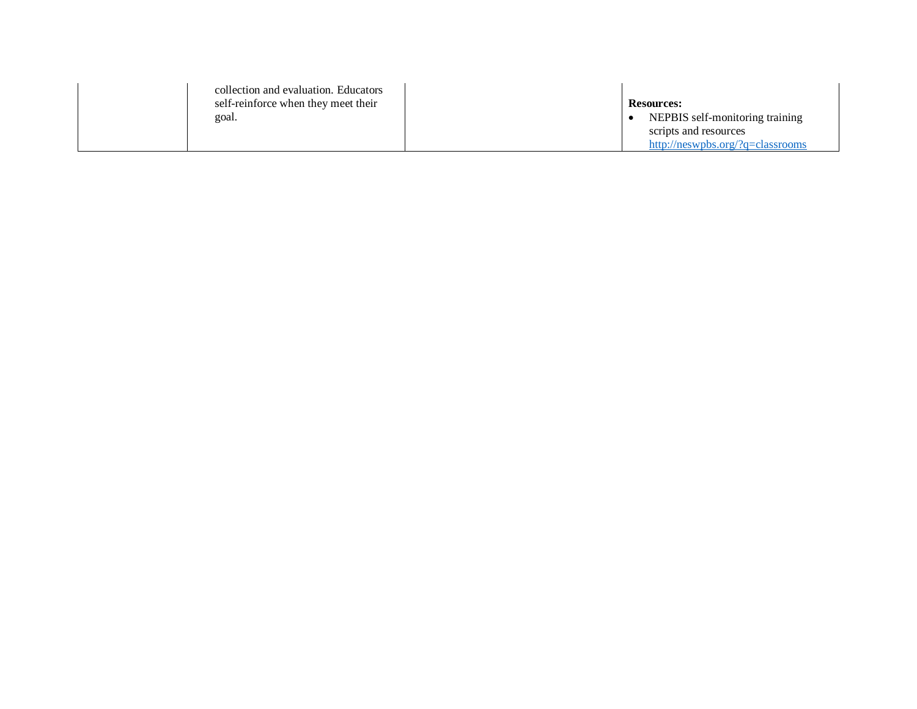| | | | |
|---|---|---|---|
| | collection and evaluation. Educators self-reinforce when they meet their goal. | | **Resources:**<br>• NEPBIS self-monitoring training scripts and resources [http://neswpbs.org/?q=classrooms](http://neswpbs.org/?q=classrooms) |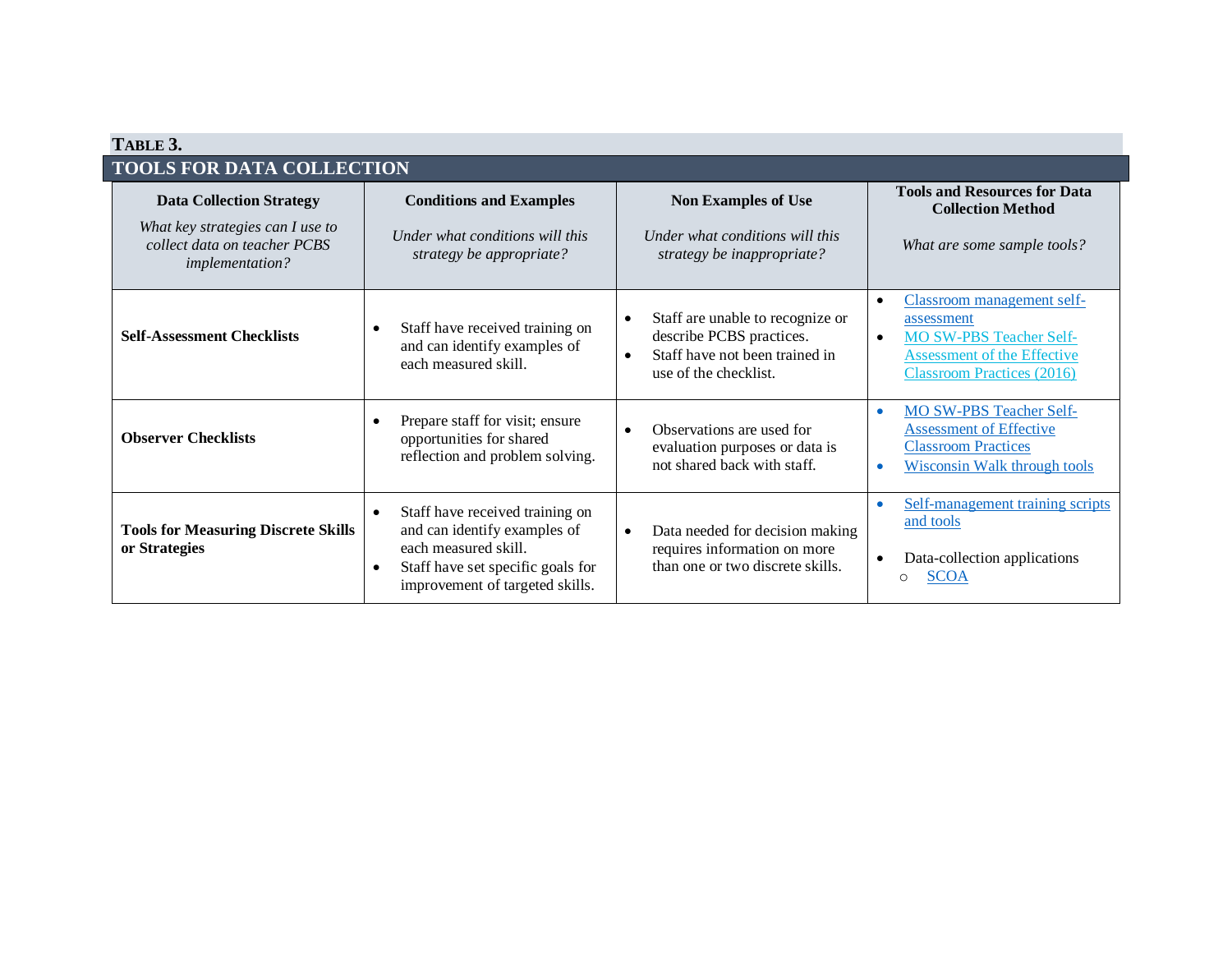**TABLE 3.**

**TOOLS FOR DATA COLLECTION**

| **Data Collection Strategy**<br>*What key strategies can I use to collect data on teacher PCBS implementation?* | **Conditions and Examples**<br>*Under what conditions will this strategy be appropriate?* | **Non Examples of Use**<br>*Under what conditions will this strategy be inappropriate?* | **Tools and Resources for Data Collection Method**<br>*What are some sample tools?* |
|---|---|---|---|
| **Self-Assessment Checklists** | • Staff have received training on and can identify examples of each measured skill. | • Staff are unable to recognize or describe PCBS practices.<br>• Staff have not been trained in use of the checklist. | • Classroom management self-assessment<br>• MO SW-PBS Teacher Self-Assessment of the Effective Classroom Practices (2016) |
| **Observer Checklists** | • Prepare staff for visit; ensure opportunities for shared reflection and problem solving. | • Observations are used for evaluation purposes or data is not shared back with staff. | • MO SW-PBS Teacher Self-Assessment of Effective Classroom Practices<br>• Wisconsin Walk through tools |
| **Tools for Measuring Discrete Skills or Strategies** | • Staff have received training on and can identify examples of each measured skill.<br>• Staff have set specific goals for improvement of targeted skills. | • Data needed for decision making requires information on more than one or two discrete skills. | • Self-management training scripts and tools<br>• Data-collection applications<br>  ○ SCOA |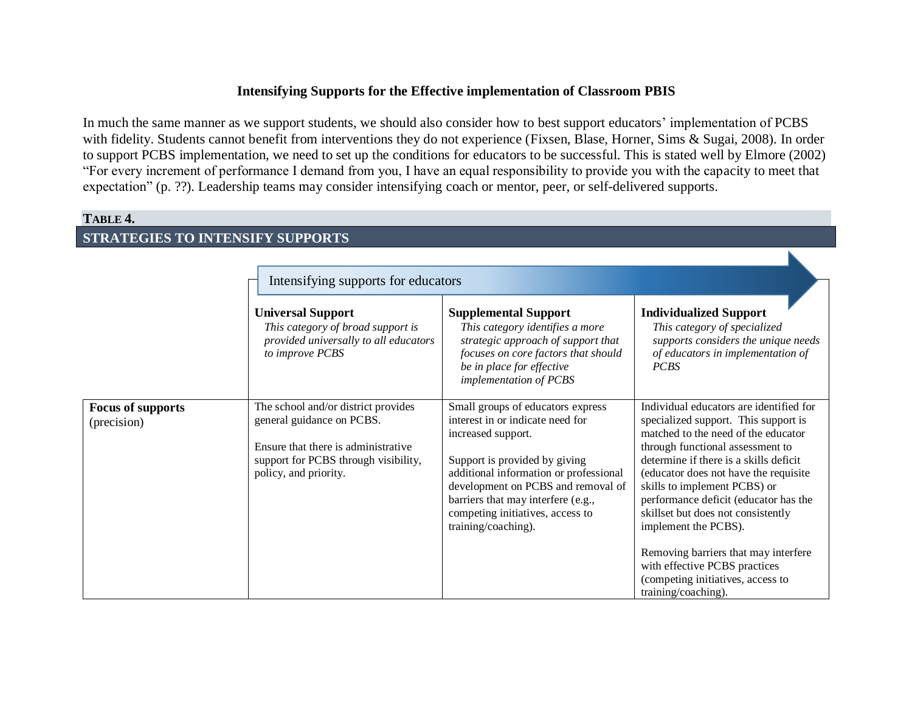### Intensifying Supports for the Effective implementation of Classroom PBIS

In much the same manner as we support students, we should also consider how to best support educators' implementation of PCBS with fidelity. Students cannot benefit from interventions they do not experience (Fixsen, Blase, Horner, Sims & Sugai, 2008). In order to support PCBS implementation, we need to set up the conditions for educators to be successful. This is stated well by Elmore (2002) "For every increment of performance I demand from you, I have an equal responsibility to provide you with the capacity to meet that expectation" (p. ??). Leadership teams may consider intensifying coach or mentor, peer, or self-delivered supports.

**TABLE 4.**

**STRATEGIES TO INTENSIFY SUPPORTS**

| | Intensifying supports for educators → | | |
|---|---|---|---|
| | **Universal Support**<br>*This category of broad support is provided universally to all educators to improve PCBS* | **Supplemental Support**<br>*This category identifies a more strategic approach of support that focuses on core factors that should be in place for effective implementation of PCBS* | **Individualized Support**<br>*This category of specialized supports considers the unique needs of educators in implementation of PCBS* |
| **Focus of supports** (precision) | The school and/or district provides general guidance on PCBS.<br><br>Ensure that there is administrative support for PCBS through visibility, policy, and priority. | Small groups of educators express interest in or indicate need for increased support.<br><br>Support is provided by giving additional information or professional development on PCBS and removal of barriers that may interfere (e.g., competing initiatives, access to training/coaching). | Individual educators are identified for specialized support. This support is matched to the need of the educator through functional assessment to determine if there is a skills deficit (educator does not have the requisite skills to implement PCBS) or performance deficit (educator has the skillset but does not consistently implement the PCBS).<br><br>Removing barriers that may interfere with effective PCBS practices (competing initiatives, access to training/coaching). |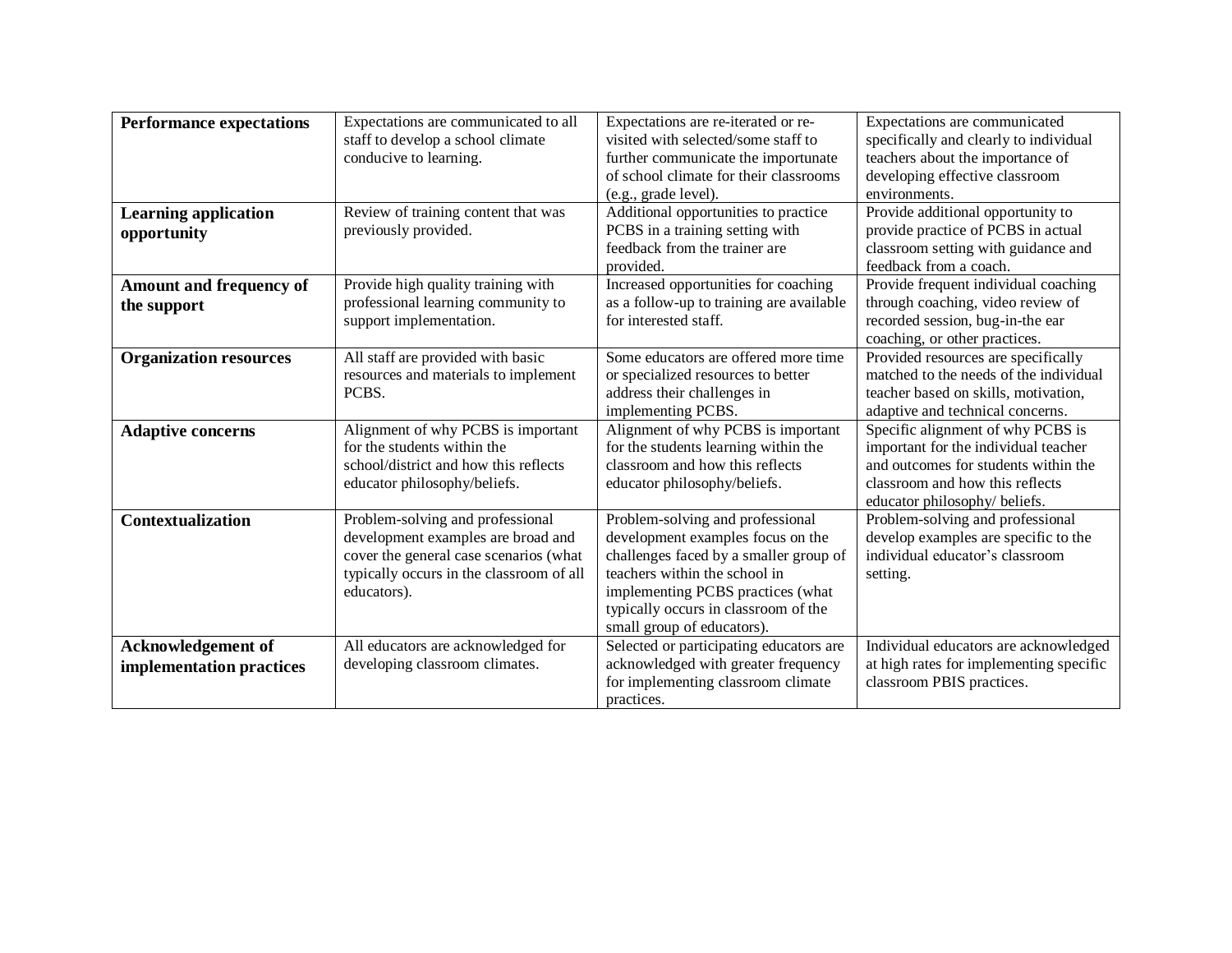| **Performance expectations** | Expectations are communicated to all staff to develop a school climate conducive to learning. | Expectations are re-iterated or re-visited with selected/some staff to further communicate the importunate of school climate for their classrooms (e.g., grade level). | Expectations are communicated specifically and clearly to individual teachers about the importance of developing effective classroom environments. |
|---|---|---|---|
| **Learning application opportunity** | Review of training content that was previously provided. | Additional opportunities to practice PCBS in a training setting with feedback from the trainer are provided. | Provide additional opportunity to provide practice of PCBS in actual classroom setting with guidance and feedback from a coach. |
| **Amount and frequency of the support** | Provide high quality training with professional learning community to support implementation. | Increased opportunities for coaching as a follow-up to training are available for interested staff. | Provide frequent individual coaching through coaching, video review of recorded session, bug-in-the ear coaching, or other practices. |
| **Organization resources** | All staff are provided with basic resources and materials to implement PCBS. | Some educators are offered more time or specialized resources to better address their challenges in implementing PCBS. | Provided resources are specifically matched to the needs of the individual teacher based on skills, motivation, adaptive and technical concerns. |
| **Adaptive concerns** | Alignment of why PCBS is important for the students within the school/district and how this reflects educator philosophy/beliefs. | Alignment of why PCBS is important for the students learning within the classroom and how this reflects educator philosophy/beliefs. | Specific alignment of why PCBS is important for the individual teacher and outcomes for students within the classroom and how this reflects educator philosophy/ beliefs. |
| **Contextualization** | Problem-solving and professional development examples are broad and cover the general case scenarios (what typically occurs in the classroom of all educators). | Problem-solving and professional development examples focus on the challenges faced by a smaller group of teachers within the school in implementing PCBS practices (what typically occurs in classroom of the small group of educators). | Problem-solving and professional develop examples are specific to the individual educator's classroom setting. |
| **Acknowledgement of implementation practices** | All educators are acknowledged for developing classroom climates. | Selected or participating educators are acknowledged with greater frequency for implementing classroom climate practices. | Individual educators are acknowledged at high rates for implementing specific classroom PBIS practices. |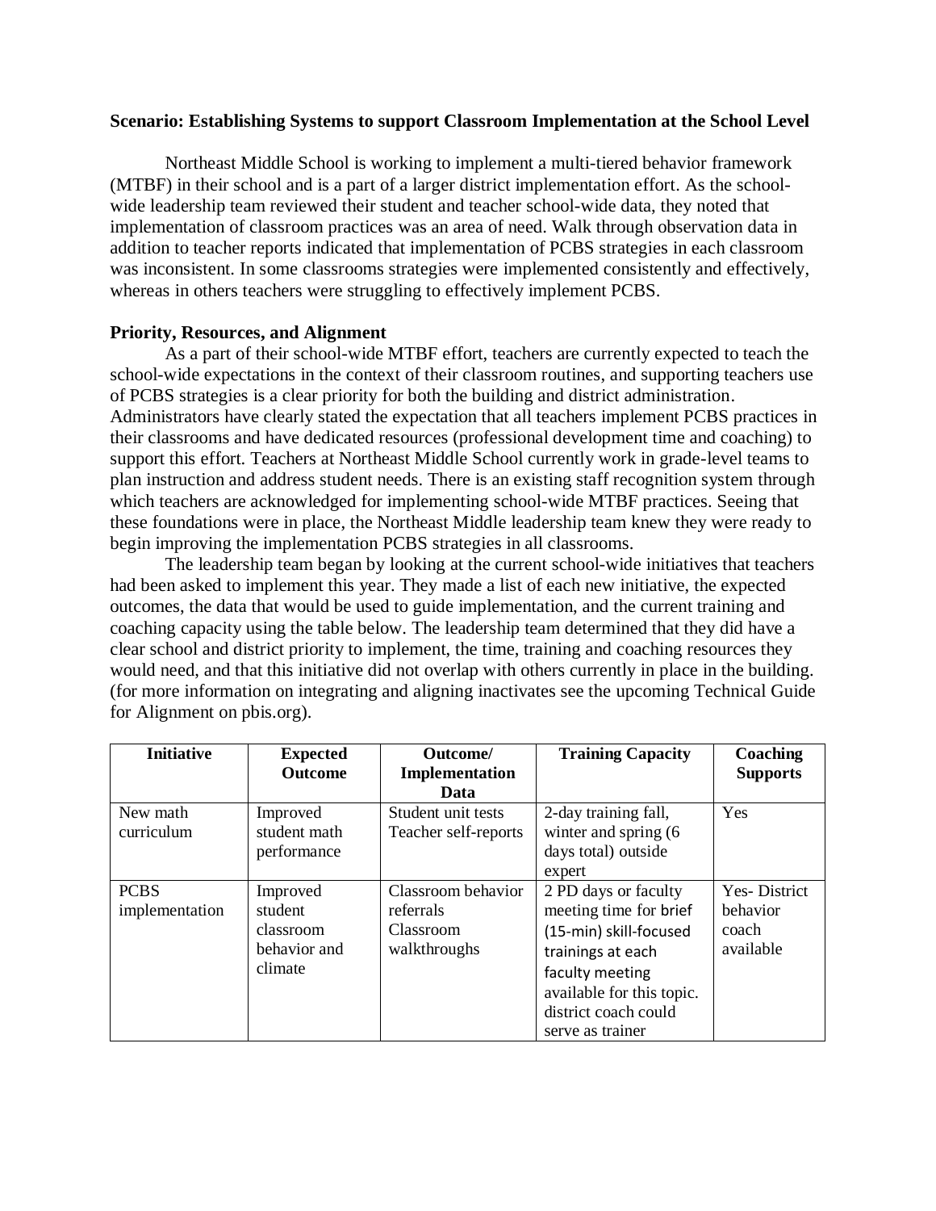**Scenario: Establishing Systems to support Classroom Implementation at the School Level**

Northeast Middle School is working to implement a multi-tiered behavior framework (MTBF) in their school and is a part of a larger district implementation effort. As the school-wide leadership team reviewed their student and teacher school-wide data, they noted that implementation of classroom practices was an area of need. Walk through observation data in addition to teacher reports indicated that implementation of PCBS strategies in each classroom was inconsistent. In some classrooms strategies were implemented consistently and effectively, whereas in others teachers were struggling to effectively implement PCBS.

**Priority, Resources, and Alignment**

As a part of their school-wide MTBF effort, teachers are currently expected to teach the school-wide expectations in the context of their classroom routines, and supporting teachers use of PCBS strategies is a clear priority for both the building and district administration. Administrators have clearly stated the expectation that all teachers implement PCBS practices in their classrooms and have dedicated resources (professional development time and coaching) to support this effort. Teachers at Northeast Middle School currently work in grade-level teams to plan instruction and address student needs. There is an existing staff recognition system through which teachers are acknowledged for implementing school-wide MTBF practices. Seeing that these foundations were in place, the Northeast Middle leadership team knew they were ready to begin improving the implementation PCBS strategies in all classrooms.

The leadership team began by looking at the current school-wide initiatives that teachers had been asked to implement this year. They made a list of each new initiative, the expected outcomes, the data that would be used to guide implementation, and the current training and coaching capacity using the table below. The leadership team determined that they did have a clear school and district priority to implement, the time, training and coaching resources they would need, and that this initiative did not overlap with others currently in place in the building. (for more information on integrating and aligning inactivates see the upcoming Technical Guide for Alignment on pbis.org).

| Initiative | Expected Outcome | Outcome/ Implementation Data | Training Capacity | Coaching Supports |
|---|---|---|---|---|
| New math curriculum | Improved student math performance | Student unit tests<br>Teacher self-reports | 2-day training fall, winter and spring (6 days total) outside expert | Yes |
| PCBS implementation | Improved student classroom behavior and climate | Classroom behavior referrals<br>Classroom walkthroughs | 2 PD days or faculty meeting time for brief (15-min) skill-focused trainings at each faculty meeting available for this topic. district coach could serve as trainer | Yes- District behavior coach available |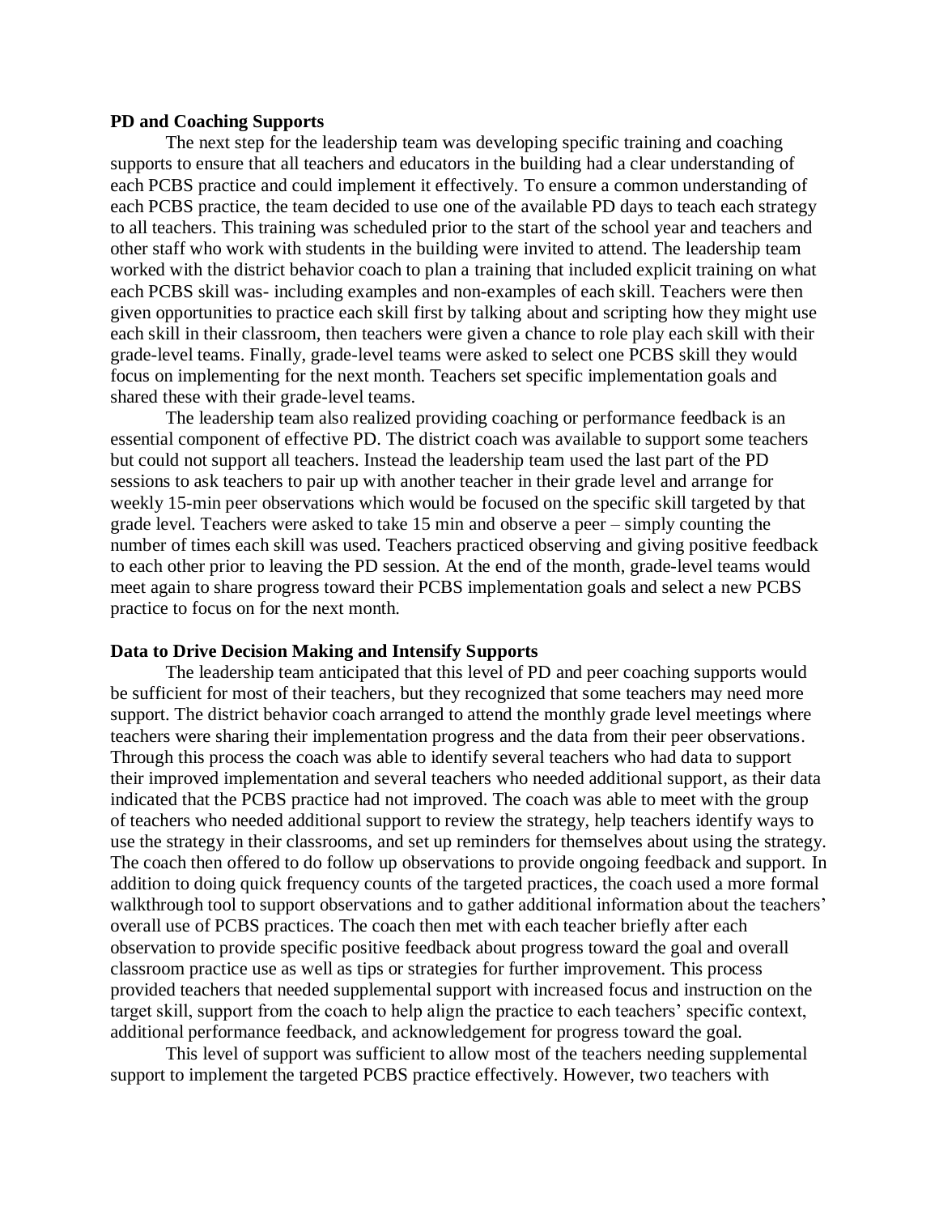**PD and Coaching Supports**

The next step for the leadership team was developing specific training and coaching supports to ensure that all teachers and educators in the building had a clear understanding of each PCBS practice and could implement it effectively. To ensure a common understanding of each PCBS practice, the team decided to use one of the available PD days to teach each strategy to all teachers. This training was scheduled prior to the start of the school year and teachers and other staff who work with students in the building were invited to attend. The leadership team worked with the district behavior coach to plan a training that included explicit training on what each PCBS skill was- including examples and non-examples of each skill. Teachers were then given opportunities to practice each skill first by talking about and scripting how they might use each skill in their classroom, then teachers were given a chance to role play each skill with their grade-level teams. Finally, grade-level teams were asked to select one PCBS skill they would focus on implementing for the next month. Teachers set specific implementation goals and shared these with their grade-level teams.

The leadership team also realized providing coaching or performance feedback is an essential component of effective PD. The district coach was available to support some teachers but could not support all teachers. Instead the leadership team used the last part of the PD sessions to ask teachers to pair up with another teacher in their grade level and arrange for weekly 15-min peer observations which would be focused on the specific skill targeted by that grade level. Teachers were asked to take 15 min and observe a peer – simply counting the number of times each skill was used. Teachers practiced observing and giving positive feedback to each other prior to leaving the PD session. At the end of the month, grade-level teams would meet again to share progress toward their PCBS implementation goals and select a new PCBS practice to focus on for the next month.

**Data to Drive Decision Making and Intensify Supports**

The leadership team anticipated that this level of PD and peer coaching supports would be sufficient for most of their teachers, but they recognized that some teachers may need more support. The district behavior coach arranged to attend the monthly grade level meetings where teachers were sharing their implementation progress and the data from their peer observations. Through this process the coach was able to identify several teachers who had data to support their improved implementation and several teachers who needed additional support, as their data indicated that the PCBS practice had not improved. The coach was able to meet with the group of teachers who needed additional support to review the strategy, help teachers identify ways to use the strategy in their classrooms, and set up reminders for themselves about using the strategy. The coach then offered to do follow up observations to provide ongoing feedback and support. In addition to doing quick frequency counts of the targeted practices, the coach used a more formal walkthrough tool to support observations and to gather additional information about the teachers' overall use of PCBS practices. The coach then met with each teacher briefly after each observation to provide specific positive feedback about progress toward the goal and overall classroom practice use as well as tips or strategies for further improvement. This process provided teachers that needed supplemental support with increased focus and instruction on the target skill, support from the coach to help align the practice to each teachers' specific context, additional performance feedback, and acknowledgement for progress toward the goal.

This level of support was sufficient to allow most of the teachers needing supplemental support to implement the targeted PCBS practice effectively. However, two teachers with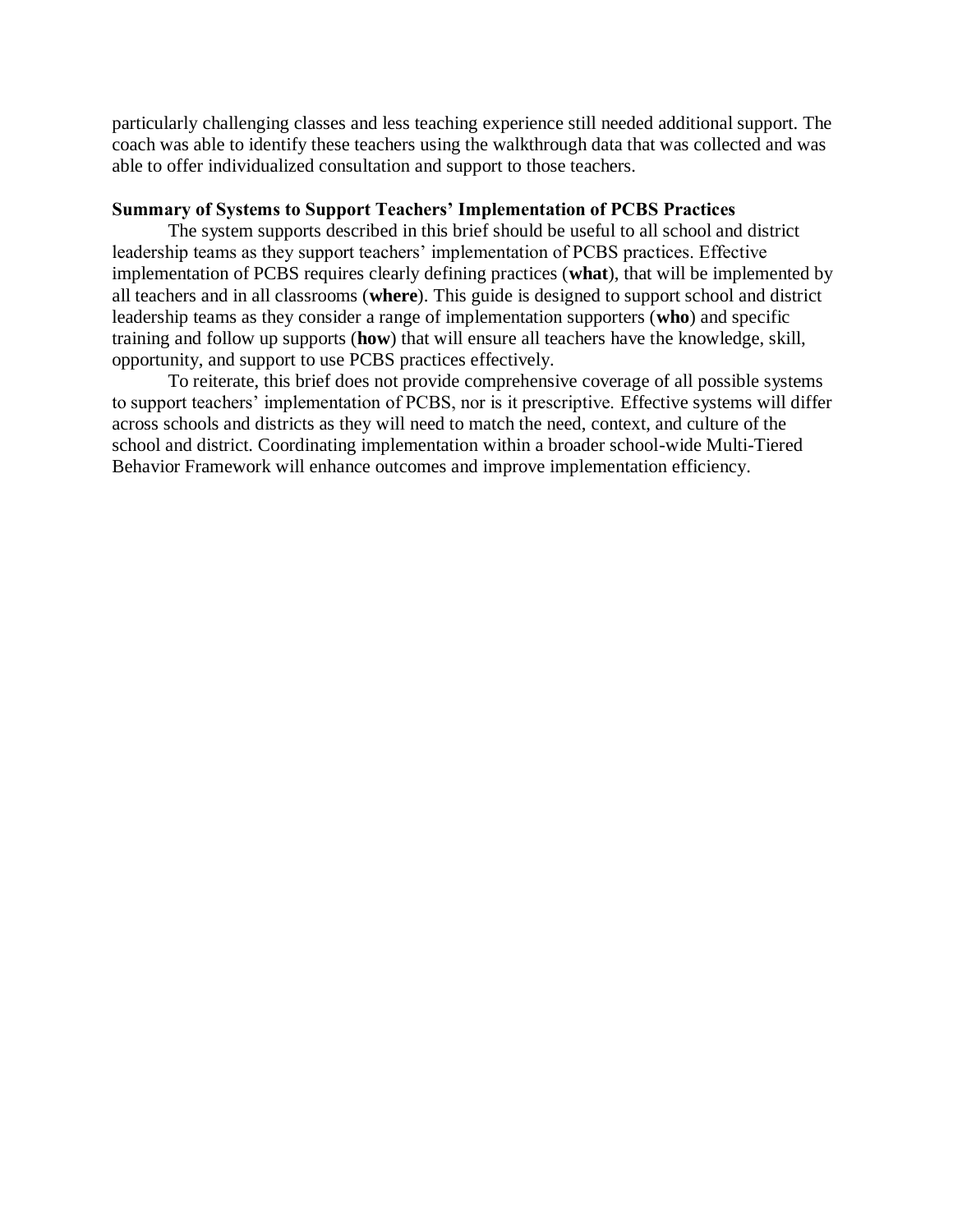particularly challenging classes and less teaching experience still needed additional support. The coach was able to identify these teachers using the walkthrough data that was collected and was able to offer individualized consultation and support to those teachers.

### Summary of Systems to Support Teachers' Implementation of PCBS Practices

The system supports described in this brief should be useful to all school and district leadership teams as they support teachers' implementation of PCBS practices. Effective implementation of PCBS requires clearly defining practices (**what**), that will be implemented by all teachers and in all classrooms (**where**). This guide is designed to support school and district leadership teams as they consider a range of implementation supporters (**who**) and specific training and follow up supports (**how**) that will ensure all teachers have the knowledge, skill, opportunity, and support to use PCBS practices effectively.

To reiterate, this brief does not provide comprehensive coverage of all possible systems to support teachers' implementation of PCBS, nor is it prescriptive. Effective systems will differ across schools and districts as they will need to match the need, context, and culture of the school and district. Coordinating implementation within a broader school-wide Multi-Tiered Behavior Framework will enhance outcomes and improve implementation efficiency.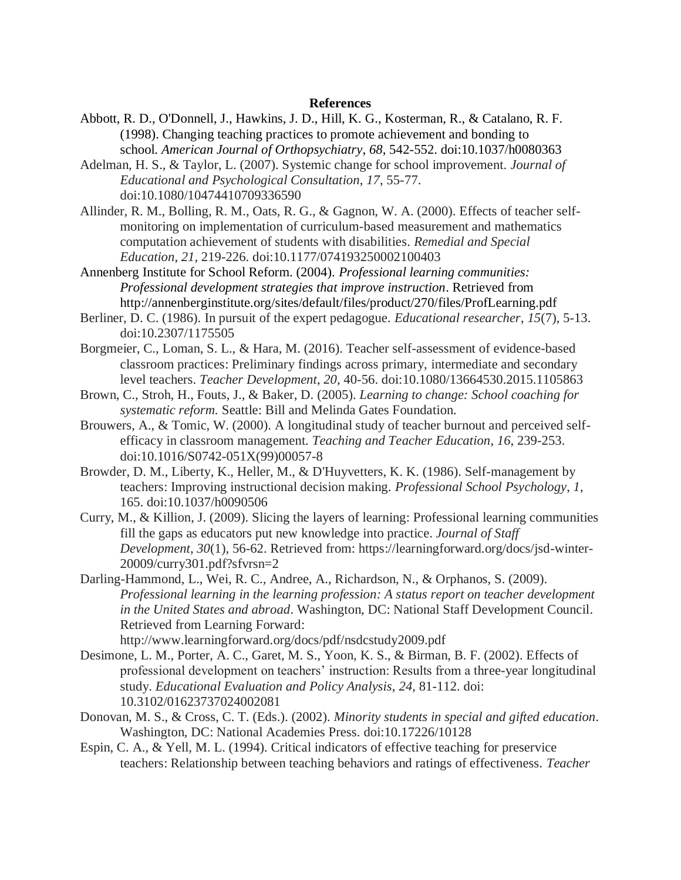## References

Abbott, R. D., O'Donnell, J., Hawkins, J. D., Hill, K. G., Kosterman, R., & Catalano, R. F. (1998). Changing teaching practices to promote achievement and bonding to school. *American Journal of Orthopsychiatry*, *68*, 542-552. doi:10.1037/h0080363

Adelman, H. S., & Taylor, L. (2007). Systemic change for school improvement. *Journal of Educational and Psychological Consultation*, *17*, 55-77. doi:10.1080/10474410709336590

Allinder, R. M., Bolling, R. M., Oats, R. G., & Gagnon, W. A. (2000). Effects of teacher self-monitoring on implementation of curriculum-based measurement and mathematics computation achievement of students with disabilities. *Remedial and Special Education*, *21*, 219-226. doi:10.1177/074193250002100403

Annenberg Institute for School Reform. (2004). *Professional learning communities: Professional development strategies that improve instruction*. Retrieved from http://annenberginstitute.org/sites/default/files/product/270/files/ProfLearning.pdf

Berliner, D. C. (1986). In pursuit of the expert pedagogue. *Educational researcher*, *15*(7), 5-13. doi:10.2307/1175505

Borgmeier, C., Loman, S. L., & Hara, M. (2016). Teacher self-assessment of evidence-based classroom practices: Preliminary findings across primary, intermediate and secondary level teachers. *Teacher Development*, *20*, 40-56. doi:10.1080/13664530.2015.1105863

Brown, C., Stroh, H., Fouts, J., & Baker, D. (2005). *Learning to change: School coaching for systematic reform.* Seattle: Bill and Melinda Gates Foundation.

Brouwers, A., & Tomic, W. (2000). A longitudinal study of teacher burnout and perceived self-efficacy in classroom management. *Teaching and Teacher Education*, *16*, 239-253. doi:10.1016/S0742-051X(99)00057-8

Browder, D. M., Liberty, K., Heller, M., & D'Huyvetters, K. K. (1986). Self-management by teachers: Improving instructional decision making. *Professional School Psychology*, *1*, 165. doi:10.1037/h0090506

Curry, M., & Killion, J. (2009). Slicing the layers of learning: Professional learning communities fill the gaps as educators put new knowledge into practice. *Journal of Staff Development*, *30*(1), 56-62. Retrieved from: https://learningforward.org/docs/jsd-winter-20009/curry301.pdf?sfvrsn=2

Darling-Hammond, L., Wei, R. C., Andree, A., Richardson, N., & Orphanos, S. (2009). *Professional learning in the learning profession: A status report on teacher development in the United States and abroad*. Washington, DC: National Staff Development Council. Retrieved from Learning Forward: http://www.learningforward.org/docs/pdf/nsdcstudy2009.pdf

Desimone, L. M., Porter, A. C., Garet, M. S., Yoon, K. S., & Birman, B. F. (2002). Effects of professional development on teachers' instruction: Results from a three-year longitudinal study. *Educational Evaluation and Policy Analysis*, *24*, 81-112. doi: 10.3102/01623737024002081

Donovan, M. S., & Cross, C. T. (Eds.). (2002). *Minority students in special and gifted education*. Washington, DC: National Academies Press. doi:10.17226/10128

Espin, C. A., & Yell, M. L. (1994). Critical indicators of effective teaching for preservice teachers: Relationship between teaching behaviors and ratings of effectiveness. *Teacher*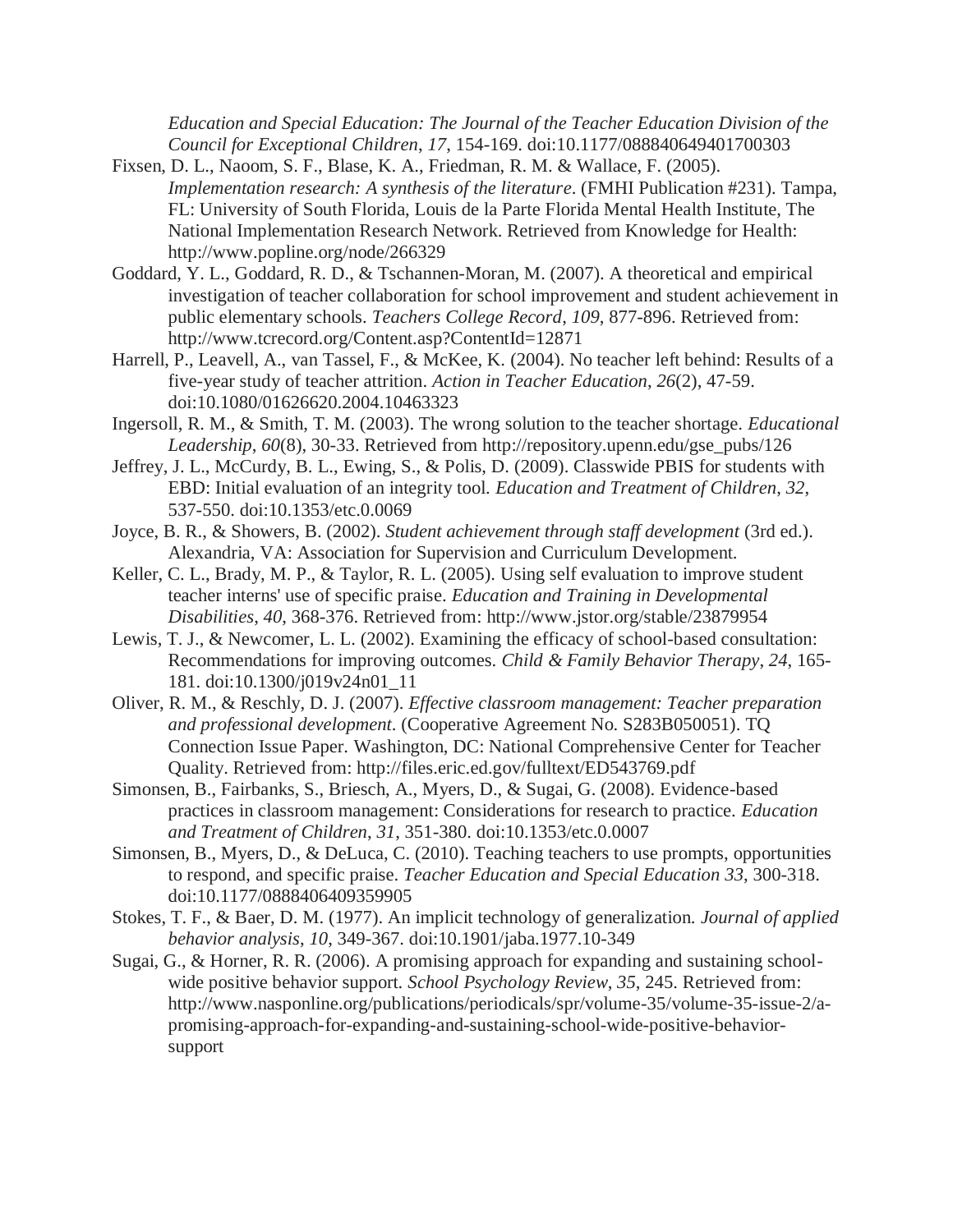*Education and Special Education: The Journal of the Teacher Education Division of the Council for Exceptional Children*, *17*, 154-169. doi:10.1177/088840649401700303

Fixsen, D. L., Naoom, S. F., Blase, K. A., Friedman, R. M. & Wallace, F. (2005). *Implementation research: A synthesis of the literature*. (FMHI Publication #231). Tampa, FL: University of South Florida, Louis de la Parte Florida Mental Health Institute, The National Implementation Research Network. Retrieved from Knowledge for Health: http://www.popline.org/node/266329

Goddard, Y. L., Goddard, R. D., & Tschannen-Moran, M. (2007). A theoretical and empirical investigation of teacher collaboration for school improvement and student achievement in public elementary schools. *Teachers College Record*, *109*, 877-896. Retrieved from: http://www.tcrecord.org/Content.asp?ContentId=12871

Harrell, P., Leavell, A., van Tassel, F., & McKee, K. (2004). No teacher left behind: Results of a five-year study of teacher attrition. *Action in Teacher Education*, *26*(2), 47-59. doi:10.1080/01626620.2004.10463323

Ingersoll, R. M., & Smith, T. M. (2003). The wrong solution to the teacher shortage. *Educational Leadership*, *60*(8), 30-33. Retrieved from http://repository.upenn.edu/gse_pubs/126

Jeffrey, J. L., McCurdy, B. L., Ewing, S., & Polis, D. (2009). Classwide PBIS for students with EBD: Initial evaluation of an integrity tool. *Education and Treatment of Children*, *32*, 537-550. doi:10.1353/etc.0.0069

Joyce, B. R., & Showers, B. (2002). *Student achievement through staff development* (3rd ed.). Alexandria, VA: Association for Supervision and Curriculum Development.

Keller, C. L., Brady, M. P., & Taylor, R. L. (2005). Using self evaluation to improve student teacher interns' use of specific praise. *Education and Training in Developmental Disabilities*, *40*, 368-376. Retrieved from: http://www.jstor.org/stable/23879954

Lewis, T. J., & Newcomer, L. L. (2002). Examining the efficacy of school-based consultation: Recommendations for improving outcomes. *Child & Family Behavior Therapy*, *24*, 165-181. doi:10.1300/j019v24n01_11

Oliver, R. M., & Reschly, D. J. (2007). *Effective classroom management: Teacher preparation and professional development*. (Cooperative Agreement No. S283B050051). TQ Connection Issue Paper. Washington, DC: National Comprehensive Center for Teacher Quality. Retrieved from: http://files.eric.ed.gov/fulltext/ED543769.pdf

Simonsen, B., Fairbanks, S., Briesch, A., Myers, D., & Sugai, G. (2008). Evidence-based practices in classroom management: Considerations for research to practice. *Education and Treatment of Children*, *31*, 351-380. doi:10.1353/etc.0.0007

Simonsen, B., Myers, D., & DeLuca, C. (2010). Teaching teachers to use prompts, opportunities to respond, and specific praise. *Teacher Education and Special Education 33*, 300-318. doi:10.1177/0888406409359905

Stokes, T. F., & Baer, D. M. (1977). An implicit technology of generalization. *Journal of applied behavior analysis*, *10*, 349-367. doi:10.1901/jaba.1977.10-349

Sugai, G., & Horner, R. R. (2006). A promising approach for expanding and sustaining school-wide positive behavior support. *School Psychology Review*, *35*, 245. Retrieved from: http://www.nasponline.org/publications/periodicals/spr/volume-35/volume-35-issue-2/a-promising-approach-for-expanding-and-sustaining-school-wide-positive-behavior-support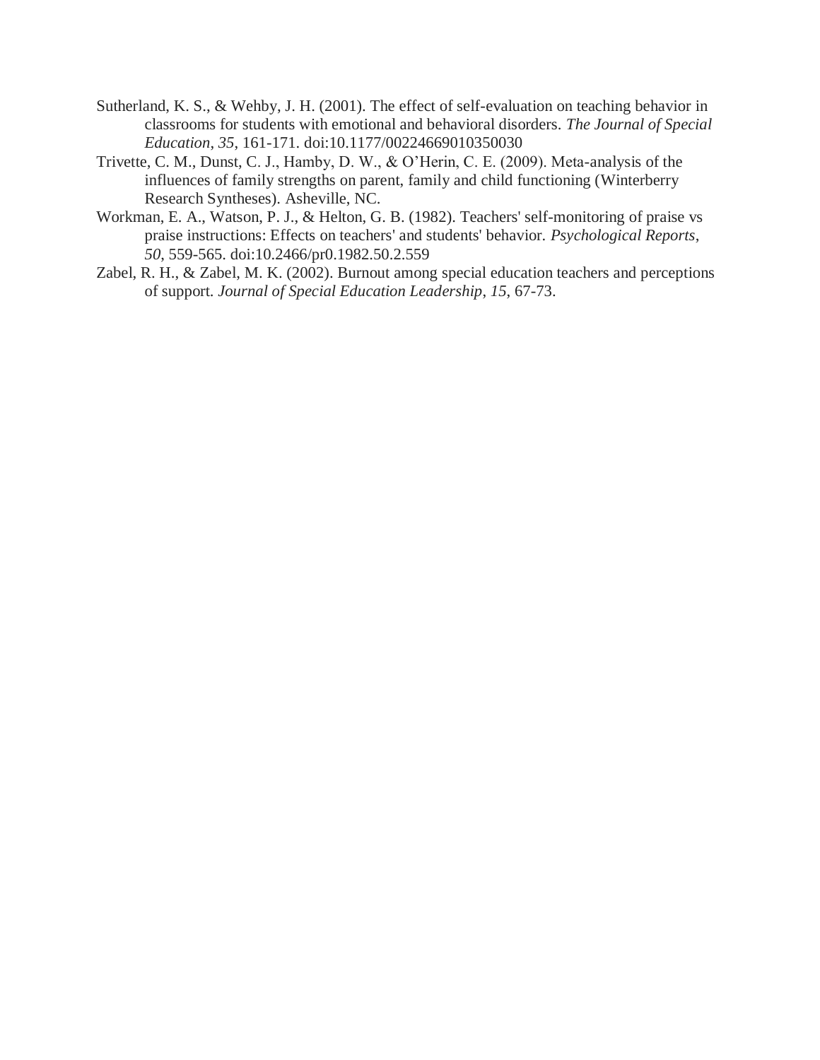Sutherland, K. S., & Wehby, J. H. (2001). The effect of self-evaluation on teaching behavior in classrooms for students with emotional and behavioral disorders. *The Journal of Special Education*, *35*, 161-171. doi:10.1177/00224669010350030

Trivette, C. M., Dunst, C. J., Hamby, D. W., & O'Herin, C. E. (2009). Meta-analysis of the influences of family strengths on parent, family and child functioning (Winterberry Research Syntheses). Asheville, NC.

Workman, E. A., Watson, P. J., & Helton, G. B. (1982). Teachers' self-monitoring of praise vs praise instructions: Effects on teachers' and students' behavior. *Psychological Reports*, *50*, 559-565. doi:10.2466/pr0.1982.50.2.559

Zabel, R. H., & Zabel, M. K. (2002). Burnout among special education teachers and perceptions of support. *Journal of Special Education Leadership*, *15*, 67-73.